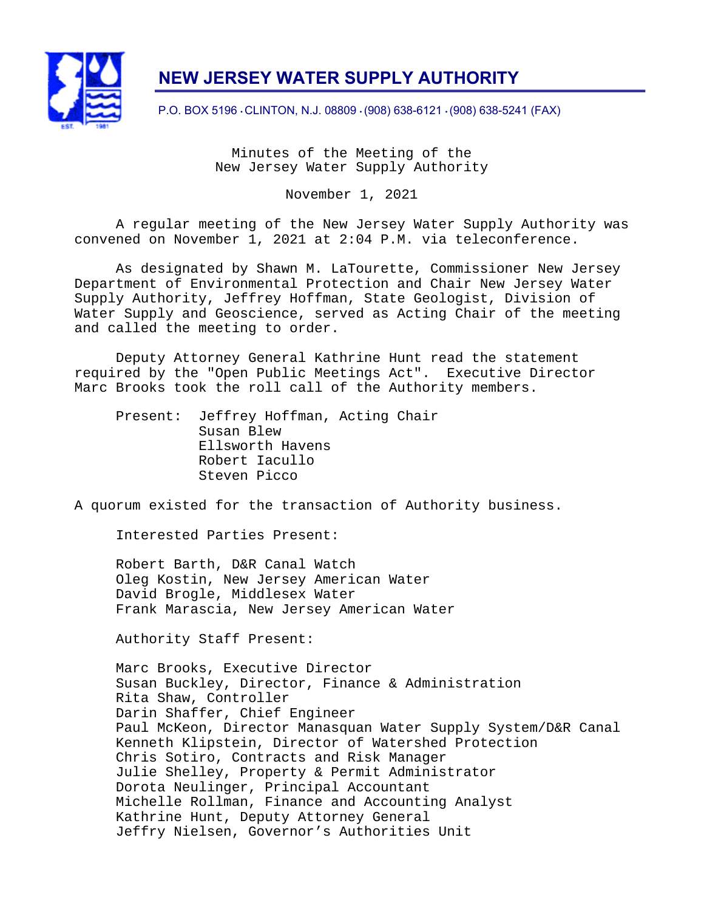# NEW JERSEY WATER SUPPLY AUTHORITY

P.O. BOX 5196 · CLINTON, N.J. 08809 · (908) 638-6121 · (908) 638-5241 (FAX)

Minutes of the Meeting of the
New Jersey Water Supply Authority

November 1, 2021

A regular meeting of the New Jersey Water Supply Authority was convened on November 1, 2021 at 2:04 P.M. via teleconference.

As designated by Shawn M. LaTourette, Commissioner New Jersey Department of Environmental Protection and Chair New Jersey Water Supply Authority, Jeffrey Hoffman, State Geologist, Division of Water Supply and Geoscience, served as Acting Chair of the meeting and called the meeting to order.

Deputy Attorney General Kathrine Hunt read the statement required by the "Open Public Meetings Act". Executive Director Marc Brooks took the roll call of the Authority members.

Present: Jeffrey Hoffman, Acting Chair
Susan Blew
Ellsworth Havens
Robert Iacullo
Steven Picco

A quorum existed for the transaction of Authority business.

Interested Parties Present:

Robert Barth, D&R Canal Watch
Oleg Kostin, New Jersey American Water
David Brogle, Middlesex Water
Frank Marascia, New Jersey American Water

Authority Staff Present:

Marc Brooks, Executive Director
Susan Buckley, Director, Finance & Administration
Rita Shaw, Controller
Darin Shaffer, Chief Engineer
Paul McKeon, Director Manasquan Water Supply System/D&R Canal
Kenneth Klipstein, Director of Watershed Protection
Chris Sotiro, Contracts and Risk Manager
Julie Shelley, Property & Permit Administrator
Dorota Neulinger, Principal Accountant
Michelle Rollman, Finance and Accounting Analyst
Kathrine Hunt, Deputy Attorney General
Jeffry Nielsen, Governor's Authorities Unit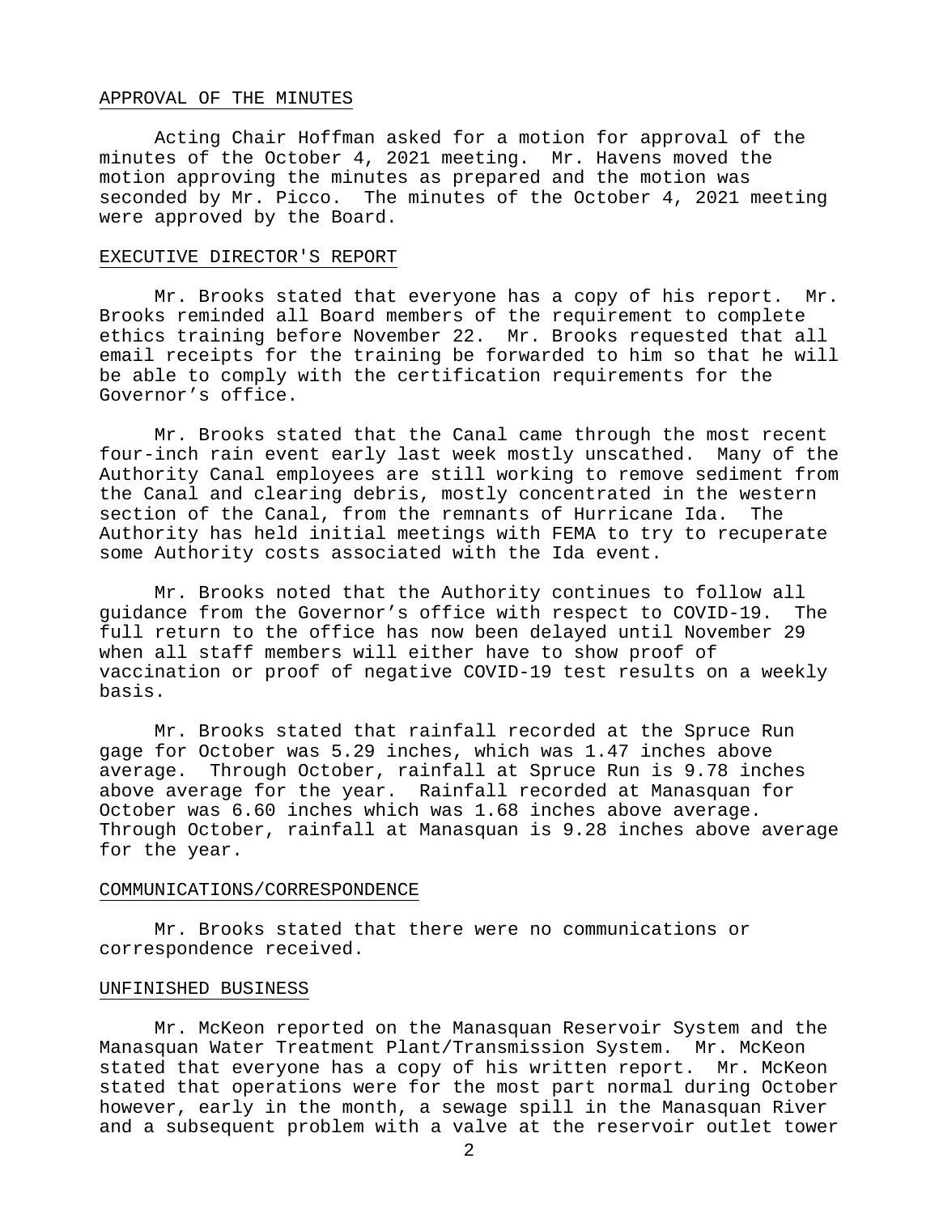## APPROVAL OF THE MINUTES

Acting Chair Hoffman asked for a motion for approval of the minutes of the October 4, 2021 meeting. Mr. Havens moved the motion approving the minutes as prepared and the motion was seconded by Mr. Picco. The minutes of the October 4, 2021 meeting were approved by the Board.

## EXECUTIVE DIRECTOR'S REPORT

Mr. Brooks stated that everyone has a copy of his report. Mr. Brooks reminded all Board members of the requirement to complete ethics training before November 22. Mr. Brooks requested that all email receipts for the training be forwarded to him so that he will be able to comply with the certification requirements for the Governor's office.

Mr. Brooks stated that the Canal came through the most recent four-inch rain event early last week mostly unscathed. Many of the Authority Canal employees are still working to remove sediment from the Canal and clearing debris, mostly concentrated in the western section of the Canal, from the remnants of Hurricane Ida. The Authority has held initial meetings with FEMA to try to recuperate some Authority costs associated with the Ida event.

Mr. Brooks noted that the Authority continues to follow all guidance from the Governor's office with respect to COVID-19. The full return to the office has now been delayed until November 29 when all staff members will either have to show proof of vaccination or proof of negative COVID-19 test results on a weekly basis.

Mr. Brooks stated that rainfall recorded at the Spruce Run gage for October was 5.29 inches, which was 1.47 inches above average. Through October, rainfall at Spruce Run is 9.78 inches above average for the year. Rainfall recorded at Manasquan for October was 6.60 inches which was 1.68 inches above average. Through October, rainfall at Manasquan is 9.28 inches above average for the year.

## COMMUNICATIONS/CORRESPONDENCE

Mr. Brooks stated that there were no communications or correspondence received.

## UNFINISHED BUSINESS

Mr. McKeon reported on the Manasquan Reservoir System and the Manasquan Water Treatment Plant/Transmission System. Mr. McKeon stated that everyone has a copy of his written report. Mr. McKeon stated that operations were for the most part normal during October however, early in the month, a sewage spill in the Manasquan River and a subsequent problem with a valve at the reservoir outlet tower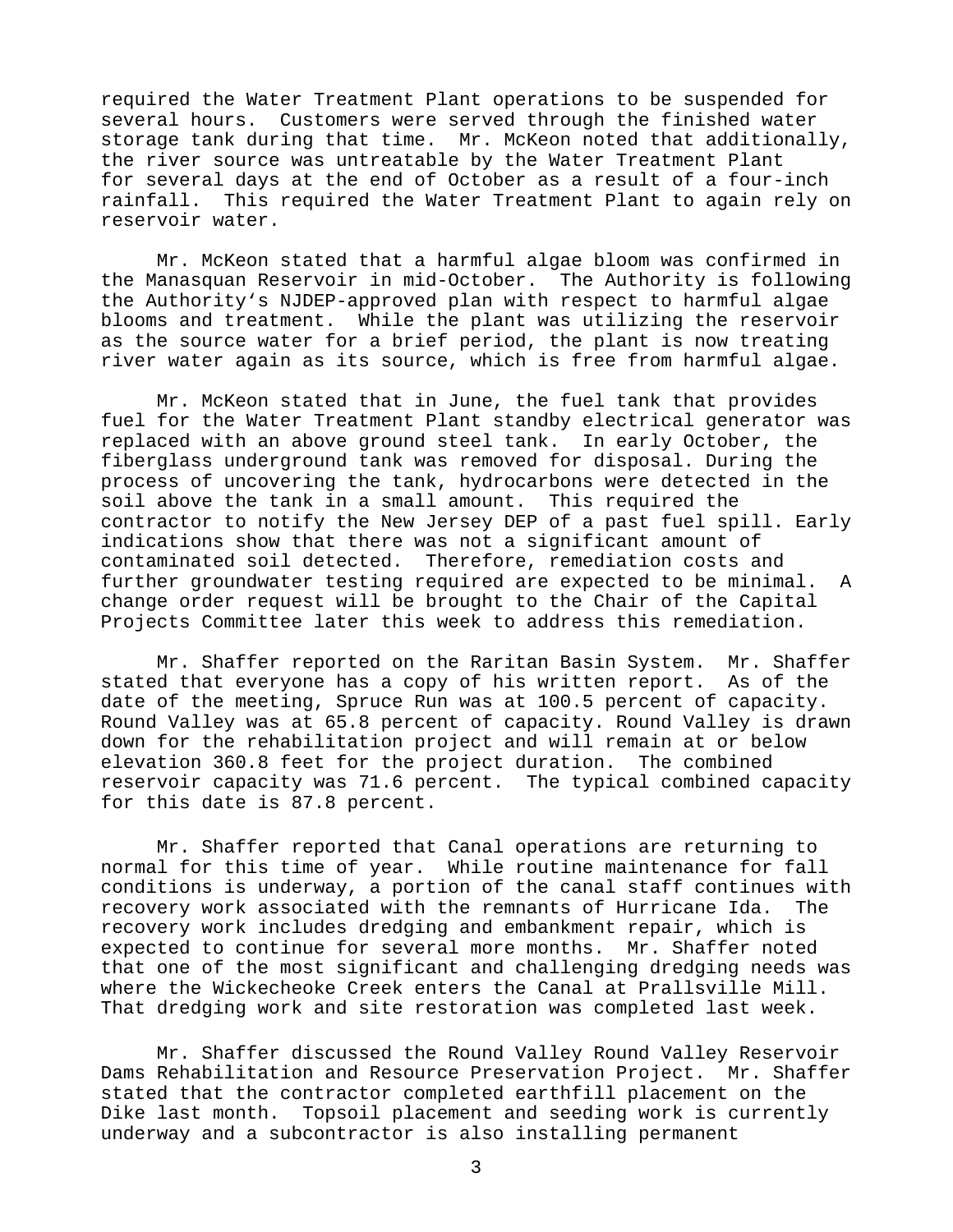required the Water Treatment Plant operations to be suspended for several hours. Customers were served through the finished water storage tank during that time. Mr. McKeon noted that additionally, the river source was untreatable by the Water Treatment Plant for several days at the end of October as a result of a four-inch rainfall. This required the Water Treatment Plant to again rely on reservoir water.

Mr. McKeon stated that a harmful algae bloom was confirmed in the Manasquan Reservoir in mid-October. The Authority is following the Authority's NJDEP-approved plan with respect to harmful algae blooms and treatment. While the plant was utilizing the reservoir as the source water for a brief period, the plant is now treating river water again as its source, which is free from harmful algae.

Mr. McKeon stated that in June, the fuel tank that provides fuel for the Water Treatment Plant standby electrical generator was replaced with an above ground steel tank. In early October, the fiberglass underground tank was removed for disposal. During the process of uncovering the tank, hydrocarbons were detected in the soil above the tank in a small amount. This required the contractor to notify the New Jersey DEP of a past fuel spill. Early indications show that there was not a significant amount of contaminated soil detected. Therefore, remediation costs and further groundwater testing required are expected to be minimal. A change order request will be brought to the Chair of the Capital Projects Committee later this week to address this remediation.

Mr. Shaffer reported on the Raritan Basin System. Mr. Shaffer stated that everyone has a copy of his written report. As of the date of the meeting, Spruce Run was at 100.5 percent of capacity. Round Valley was at 65.8 percent of capacity. Round Valley is drawn down for the rehabilitation project and will remain at or below elevation 360.8 feet for the project duration. The combined reservoir capacity was 71.6 percent. The typical combined capacity for this date is 87.8 percent.

Mr. Shaffer reported that Canal operations are returning to normal for this time of year. While routine maintenance for fall conditions is underway, a portion of the canal staff continues with recovery work associated with the remnants of Hurricane Ida. The recovery work includes dredging and embankment repair, which is expected to continue for several more months. Mr. Shaffer noted that one of the most significant and challenging dredging needs was where the Wickecheoke Creek enters the Canal at Prallsville Mill. That dredging work and site restoration was completed last week.

Mr. Shaffer discussed the Round Valley Round Valley Reservoir Dams Rehabilitation and Resource Preservation Project. Mr. Shaffer stated that the contractor completed earthfill placement on the Dike last month. Topsoil placement and seeding work is currently underway and a subcontractor is also installing permanent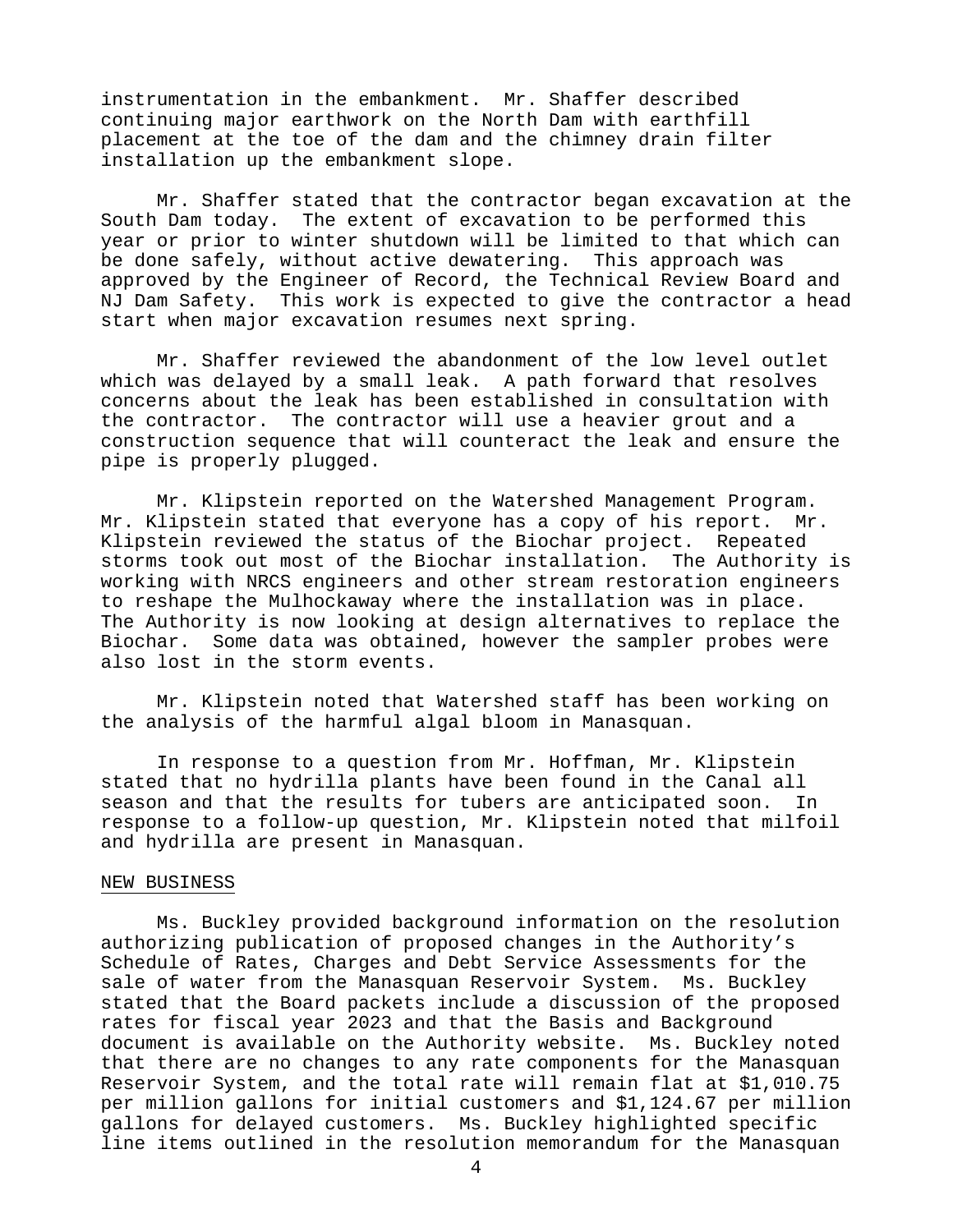instrumentation in the embankment. Mr. Shaffer described continuing major earthwork on the North Dam with earthfill placement at the toe of the dam and the chimney drain filter installation up the embankment slope.

Mr. Shaffer stated that the contractor began excavation at the South Dam today. The extent of excavation to be performed this year or prior to winter shutdown will be limited to that which can be done safely, without active dewatering. This approach was approved by the Engineer of Record, the Technical Review Board and NJ Dam Safety. This work is expected to give the contractor a head start when major excavation resumes next spring.

Mr. Shaffer reviewed the abandonment of the low level outlet which was delayed by a small leak. A path forward that resolves concerns about the leak has been established in consultation with the contractor. The contractor will use a heavier grout and a construction sequence that will counteract the leak and ensure the pipe is properly plugged.

Mr. Klipstein reported on the Watershed Management Program. Mr. Klipstein stated that everyone has a copy of his report. Mr. Klipstein reviewed the status of the Biochar project. Repeated storms took out most of the Biochar installation. The Authority is working with NRCS engineers and other stream restoration engineers to reshape the Mulhockaway where the installation was in place. The Authority is now looking at design alternatives to replace the Biochar. Some data was obtained, however the sampler probes were also lost in the storm events.

Mr. Klipstein noted that Watershed staff has been working on the analysis of the harmful algal bloom in Manasquan.

In response to a question from Mr. Hoffman, Mr. Klipstein stated that no hydrilla plants have been found in the Canal all season and that the results for tubers are anticipated soon. In response to a follow-up question, Mr. Klipstein noted that milfoil and hydrilla are present in Manasquan.

## NEW BUSINESS

Ms. Buckley provided background information on the resolution authorizing publication of proposed changes in the Authority's Schedule of Rates, Charges and Debt Service Assessments for the sale of water from the Manasquan Reservoir System. Ms. Buckley stated that the Board packets include a discussion of the proposed rates for fiscal year 2023 and that the Basis and Background document is available on the Authority website. Ms. Buckley noted that there are no changes to any rate components for the Manasquan Reservoir System, and the total rate will remain flat at $1,010.75 per million gallons for initial customers and $1,124.67 per million gallons for delayed customers. Ms. Buckley highlighted specific line items outlined in the resolution memorandum for the Manasquan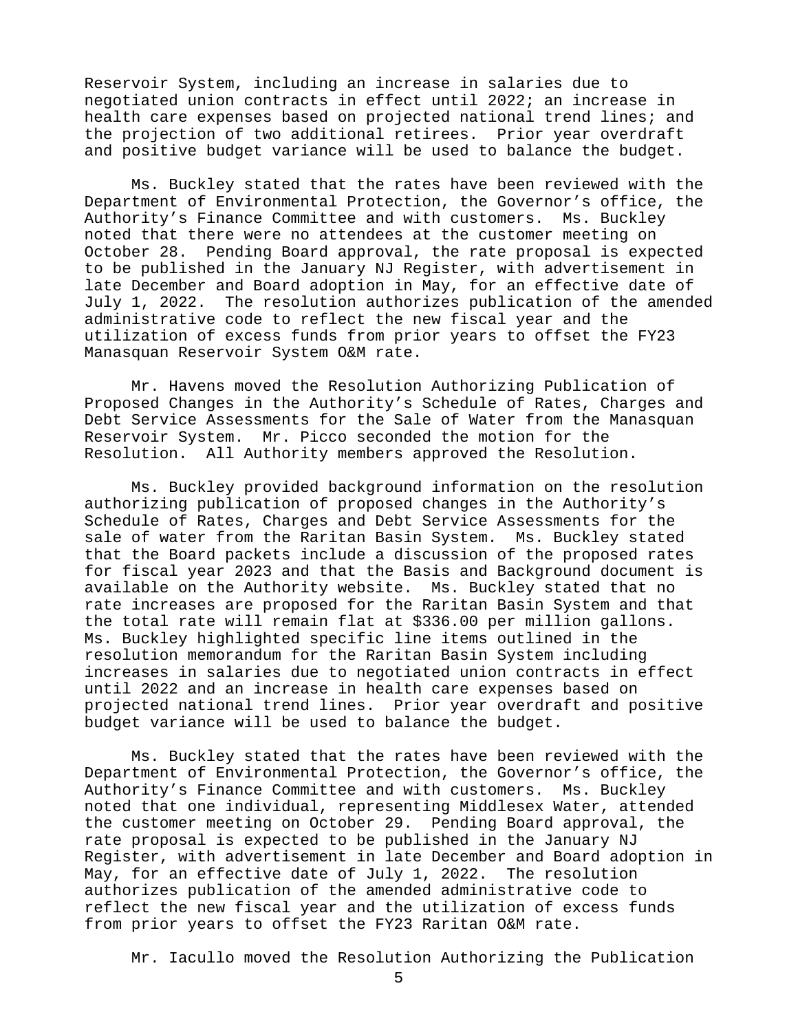Reservoir System, including an increase in salaries due to negotiated union contracts in effect until 2022; an increase in health care expenses based on projected national trend lines; and the projection of two additional retirees. Prior year overdraft and positive budget variance will be used to balance the budget.

Ms. Buckley stated that the rates have been reviewed with the Department of Environmental Protection, the Governor's office, the Authority's Finance Committee and with customers. Ms. Buckley noted that there were no attendees at the customer meeting on October 28. Pending Board approval, the rate proposal is expected to be published in the January NJ Register, with advertisement in late December and Board adoption in May, for an effective date of July 1, 2022. The resolution authorizes publication of the amended administrative code to reflect the new fiscal year and the utilization of excess funds from prior years to offset the FY23 Manasquan Reservoir System O&M rate.

Mr. Havens moved the Resolution Authorizing Publication of Proposed Changes in the Authority's Schedule of Rates, Charges and Debt Service Assessments for the Sale of Water from the Manasquan Reservoir System. Mr. Picco seconded the motion for the Resolution. All Authority members approved the Resolution.

Ms. Buckley provided background information on the resolution authorizing publication of proposed changes in the Authority's Schedule of Rates, Charges and Debt Service Assessments for the sale of water from the Raritan Basin System. Ms. Buckley stated that the Board packets include a discussion of the proposed rates for fiscal year 2023 and that the Basis and Background document is available on the Authority website. Ms. Buckley stated that no rate increases are proposed for the Raritan Basin System and that the total rate will remain flat at $336.00 per million gallons. Ms. Buckley highlighted specific line items outlined in the resolution memorandum for the Raritan Basin System including increases in salaries due to negotiated union contracts in effect until 2022 and an increase in health care expenses based on projected national trend lines. Prior year overdraft and positive budget variance will be used to balance the budget.

Ms. Buckley stated that the rates have been reviewed with the Department of Environmental Protection, the Governor's office, the Authority's Finance Committee and with customers. Ms. Buckley noted that one individual, representing Middlesex Water, attended the customer meeting on October 29. Pending Board approval, the rate proposal is expected to be published in the January NJ Register, with advertisement in late December and Board adoption in May, for an effective date of July 1, 2022. The resolution authorizes publication of the amended administrative code to reflect the new fiscal year and the utilization of excess funds from prior years to offset the FY23 Raritan O&M rate.

Mr. Iacullo moved the Resolution Authorizing the Publication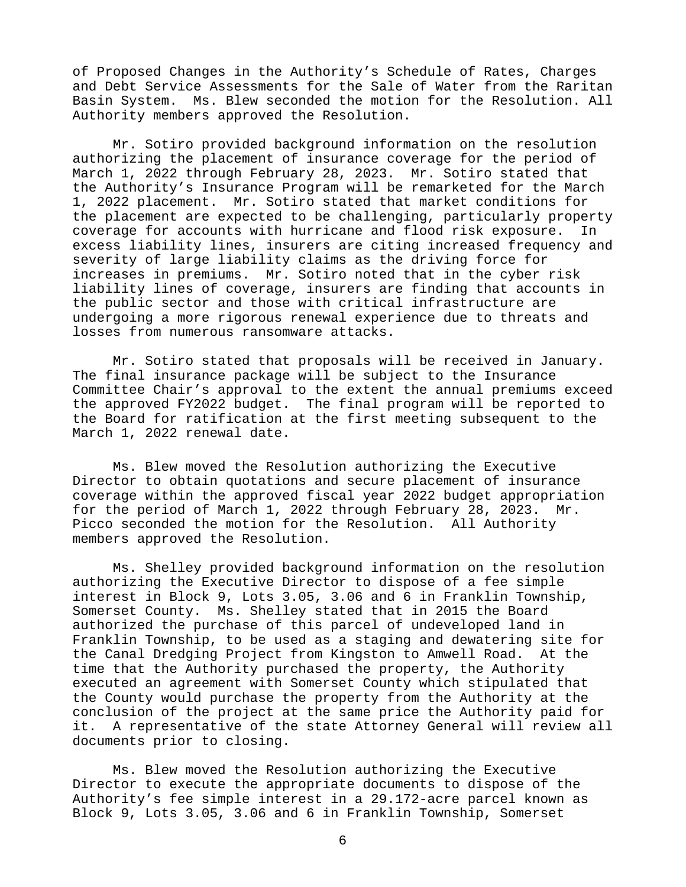of Proposed Changes in the Authority's Schedule of Rates, Charges and Debt Service Assessments for the Sale of Water from the Raritan Basin System. Ms. Blew seconded the motion for the Resolution. All Authority members approved the Resolution.

Mr. Sotiro provided background information on the resolution authorizing the placement of insurance coverage for the period of March 1, 2022 through February 28, 2023. Mr. Sotiro stated that the Authority's Insurance Program will be remarketed for the March 1, 2022 placement. Mr. Sotiro stated that market conditions for the placement are expected to be challenging, particularly property coverage for accounts with hurricane and flood risk exposure. In excess liability lines, insurers are citing increased frequency and severity of large liability claims as the driving force for increases in premiums. Mr. Sotiro noted that in the cyber risk liability lines of coverage, insurers are finding that accounts in the public sector and those with critical infrastructure are undergoing a more rigorous renewal experience due to threats and losses from numerous ransomware attacks.

Mr. Sotiro stated that proposals will be received in January. The final insurance package will be subject to the Insurance Committee Chair's approval to the extent the annual premiums exceed the approved FY2022 budget. The final program will be reported to the Board for ratification at the first meeting subsequent to the March 1, 2022 renewal date.

Ms. Blew moved the Resolution authorizing the Executive Director to obtain quotations and secure placement of insurance coverage within the approved fiscal year 2022 budget appropriation for the period of March 1, 2022 through February 28, 2023. Mr. Picco seconded the motion for the Resolution. All Authority members approved the Resolution.

Ms. Shelley provided background information on the resolution authorizing the Executive Director to dispose of a fee simple interest in Block 9, Lots 3.05, 3.06 and 6 in Franklin Township, Somerset County. Ms. Shelley stated that in 2015 the Board authorized the purchase of this parcel of undeveloped land in Franklin Township, to be used as a staging and dewatering site for the Canal Dredging Project from Kingston to Amwell Road. At the time that the Authority purchased the property, the Authority executed an agreement with Somerset County which stipulated that the County would purchase the property from the Authority at the conclusion of the project at the same price the Authority paid for it. A representative of the state Attorney General will review all documents prior to closing.

Ms. Blew moved the Resolution authorizing the Executive Director to execute the appropriate documents to dispose of the Authority's fee simple interest in a 29.172-acre parcel known as Block 9, Lots 3.05, 3.06 and 6 in Franklin Township, Somerset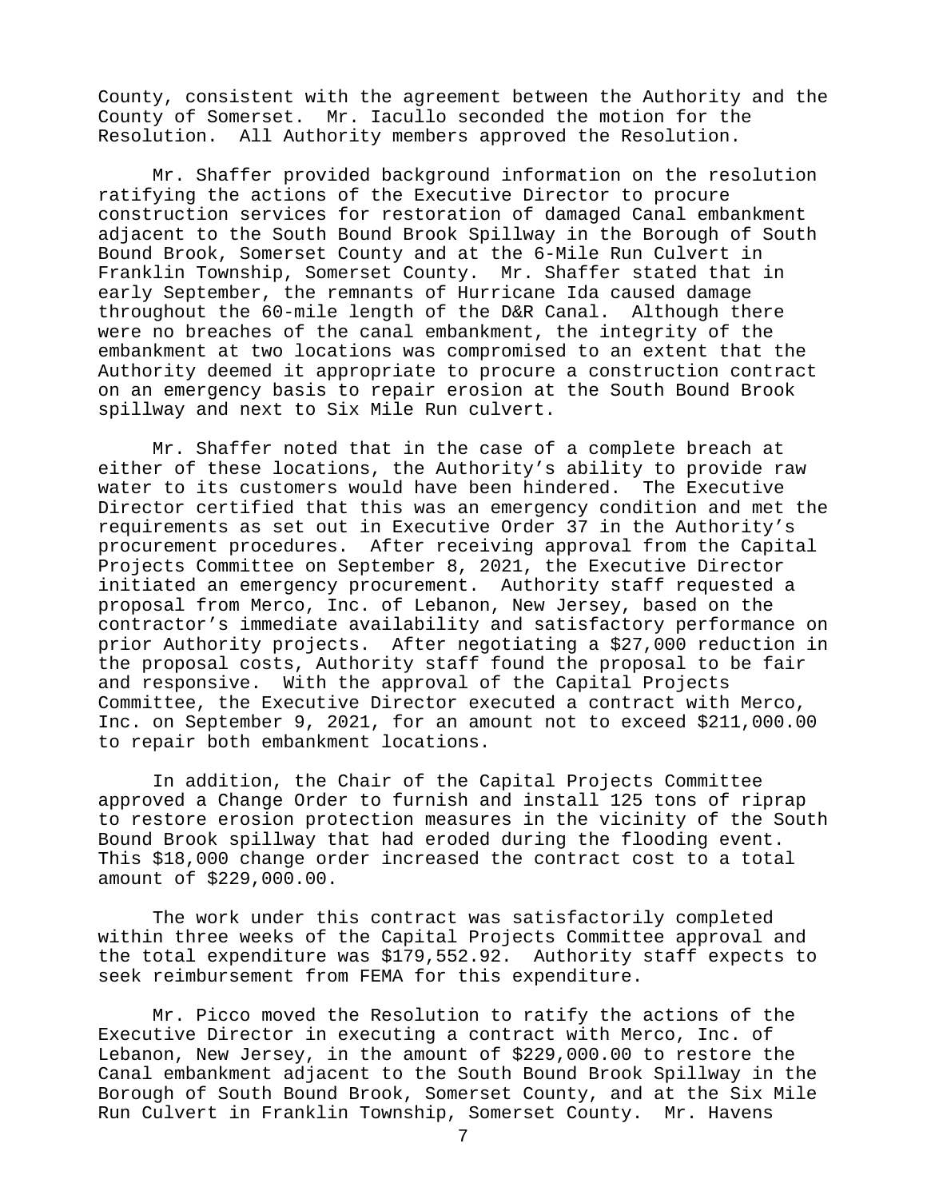County, consistent with the agreement between the Authority and the County of Somerset. Mr. Iacullo seconded the motion for the Resolution. All Authority members approved the Resolution.

Mr. Shaffer provided background information on the resolution ratifying the actions of the Executive Director to procure construction services for restoration of damaged Canal embankment adjacent to the South Bound Brook Spillway in the Borough of South Bound Brook, Somerset County and at the 6-Mile Run Culvert in Franklin Township, Somerset County. Mr. Shaffer stated that in early September, the remnants of Hurricane Ida caused damage throughout the 60-mile length of the D&R Canal. Although there were no breaches of the canal embankment, the integrity of the embankment at two locations was compromised to an extent that the Authority deemed it appropriate to procure a construction contract on an emergency basis to repair erosion at the South Bound Brook spillway and next to Six Mile Run culvert.

Mr. Shaffer noted that in the case of a complete breach at either of these locations, the Authority's ability to provide raw water to its customers would have been hindered. The Executive Director certified that this was an emergency condition and met the requirements as set out in Executive Order 37 in the Authority's procurement procedures. After receiving approval from the Capital Projects Committee on September 8, 2021, the Executive Director initiated an emergency procurement. Authority staff requested a proposal from Merco, Inc. of Lebanon, New Jersey, based on the contractor's immediate availability and satisfactory performance on prior Authority projects. After negotiating a $27,000 reduction in the proposal costs, Authority staff found the proposal to be fair and responsive. With the approval of the Capital Projects Committee, the Executive Director executed a contract with Merco, Inc. on September 9, 2021, for an amount not to exceed $211,000.00 to repair both embankment locations.

In addition, the Chair of the Capital Projects Committee approved a Change Order to furnish and install 125 tons of riprap to restore erosion protection measures in the vicinity of the South Bound Brook spillway that had eroded during the flooding event. This $18,000 change order increased the contract cost to a total amount of $229,000.00.

The work under this contract was satisfactorily completed within three weeks of the Capital Projects Committee approval and the total expenditure was $179,552.92. Authority staff expects to seek reimbursement from FEMA for this expenditure.

Mr. Picco moved the Resolution to ratify the actions of the Executive Director in executing a contract with Merco, Inc. of Lebanon, New Jersey, in the amount of $229,000.00 to restore the Canal embankment adjacent to the South Bound Brook Spillway in the Borough of South Bound Brook, Somerset County, and at the Six Mile Run Culvert in Franklin Township, Somerset County. Mr. Havens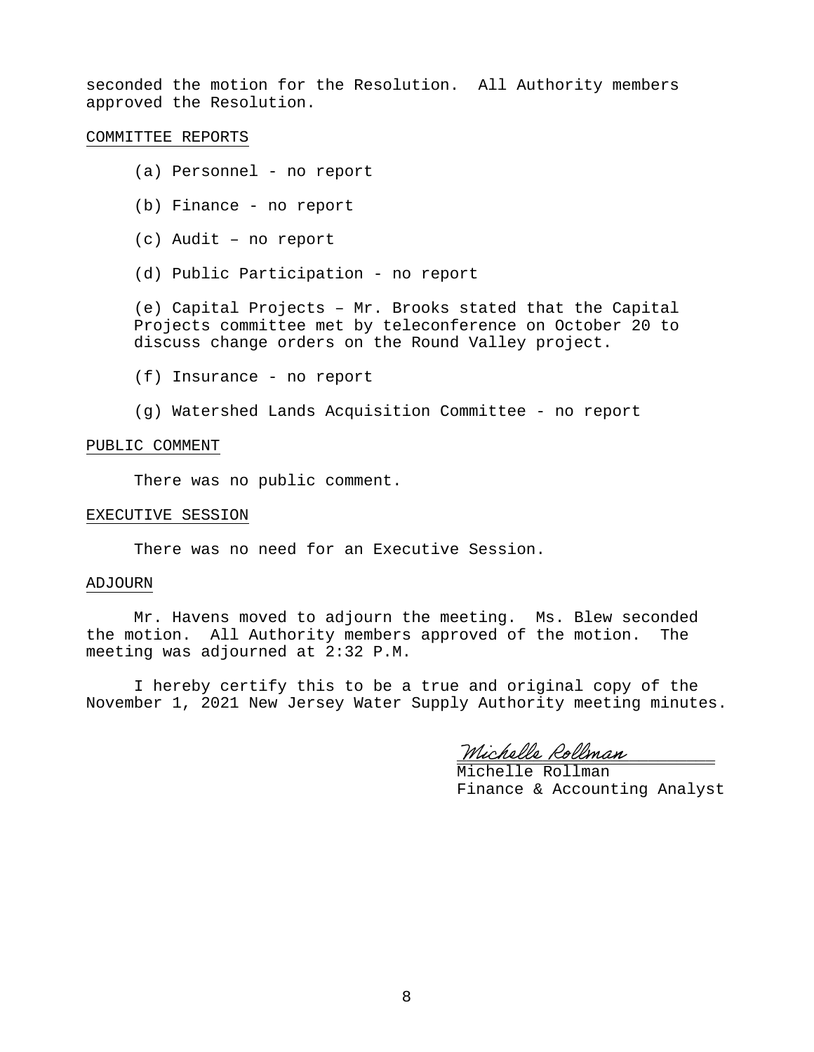seconded the motion for the Resolution. All Authority members approved the Resolution.

COMMITTEE REPORTS

(a) Personnel - no report

(b) Finance - no report

(c) Audit – no report

(d) Public Participation - no report

(e) Capital Projects – Mr. Brooks stated that the Capital Projects committee met by teleconference on October 20 to discuss change orders on the Round Valley project.

(f) Insurance - no report

(g) Watershed Lands Acquisition Committee - no report

PUBLIC COMMENT

There was no public comment.

EXECUTIVE SESSION

There was no need for an Executive Session.

ADJOURN

Mr. Havens moved to adjourn the meeting. Ms. Blew seconded the motion. All Authority members approved of the motion. The meeting was adjourned at 2:32 P.M.

I hereby certify this to be a true and original copy of the November 1, 2021 New Jersey Water Supply Authority meeting minutes.

*Michelle Rollman*

Michelle Rollman
Finance & Accounting Analyst